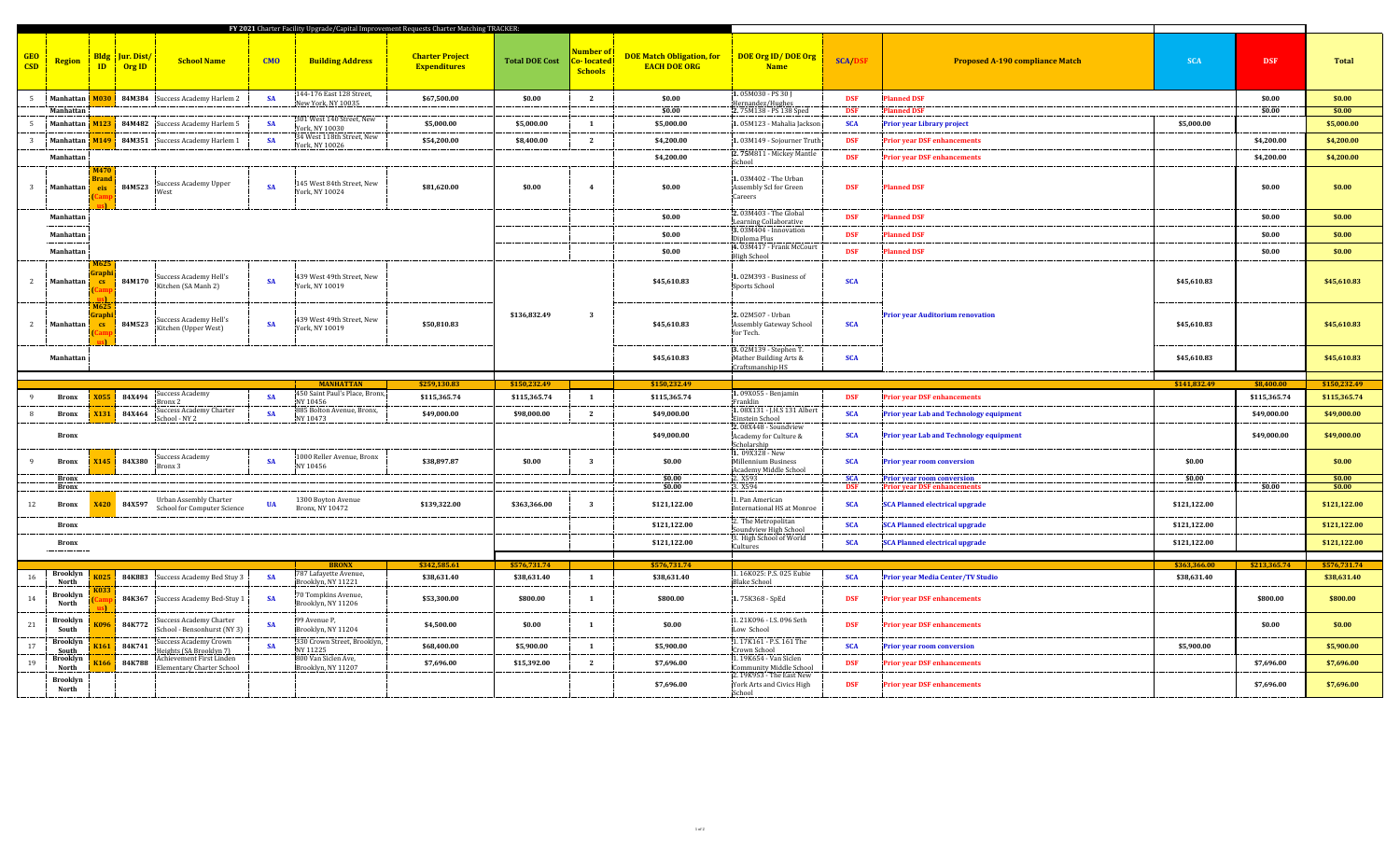# FY 2021 Charter Facility Upgrade/Capital Improvement Requests Charter Matching TRACKER:

| GEO CSD | Region | Bldg ID | Jur. Dist/ Org ID | School Name | CMO | Building Address | Charter Project Expenditures | Total DOE Cost | Number of Co-located Schools | DOE Match Obligation, for EACH DOE ORG | DOE Org ID / DOE Org Name | SCA/DSF | Proposed A-190 compliance Match | SCA | DSF | Total |
|---|---|---|---|---|---|---|---|---|---|---|---|---|---|---|---|---|
| 5 | Manhattan | M030 | 84M384 | Success Academy Harlem 2 | SA | 144-176 East 128 Street, New York, NY 10035 | $67,500.00 | $0.00 | 2 | $0.00 | 1. 05M030 - PS 30 J Hernandez/Hughes | DSF | Planned DSF | | $0.00 | $0.00 |
| | Manhattan | | | | | | | | | $0.00 | 2. 75M138 - PS 138 Sped | DSF | Planned DSF | | $0.00 | $0.00 |
| 5 | Manhattan | M123 | 84M482 | Success Academy Harlem 5 | SA | 301 West 140 Street, New York, NY 10030 | $5,000.00 | $5,000.00 | 1 | $5,000.00 | 1. 05M123 - Mahalia Jackson | SCA | Prior year Library project | $5,000.00 | | $5,000.00 |
| 3 | Manhattan | M149 | 84M351 | Success Academy Harlem 1 | SA | 34 West 118th Street, New York, NY 10026 | $54,200.00 | $8,400.00 | 2 | $4,200.00 | 1. 03M149 - Sojourner Truth | DSF | Prior year DSF enhancements | | $4,200.00 | $4,200.00 |
| | Manhattan | | | | | | | | | $4,200.00 | 2. 75M811 - Mickey Mantle School | DSF | Prior year DSF enhancements | | $4,200.00 | $4,200.00 |
| 3 | Manhattan | M470 Brandeis (Campus) | 84M523 | Success Academy Upper West | SA | 145 West 84th Street, New York, NY 10024 | $81,620.00 | $0.00 | 4 | $0.00 | 1. 03M402 - The Urban Assembly Scl for Green Careers | DSF | Planned DSF | | $0.00 | $0.00 |
| | Manhattan | | | | | | | | | $0.00 | 2. 03M403 - The Global Learning Collaborative | DSF | Planned DSF | | $0.00 | $0.00 |
| | Manhattan | | | | | | | | | $0.00 | 3. 03M404 - Innovation Diploma Plus | DSF | Planned DSF | | $0.00 | $0.00 |
| | Manhattan | | | | | | | | | $0.00 | 4. 03M417 - Frank McCourt High School | DSF | Planned DSF | | $0.00 | $0.00 |
| 2 | Manhattan | M625 Graphics (Campus) | 84M170 | Success Academy Hell's Kitchen (SA Manh 2) | SA | 439 West 49th Street, New York, NY 10019 | | $136,832.49 | 3 | $45,610.83 | 1. 02M393 - Business of Sports School | SCA | Prior year Auditorium renovation | $45,610.83 | | $45,610.83 |
| 2 | Manhattan | M625 Graphics (Campus) | 84M523 | Success Academy Hell's Kitchen (Upper West) | SA | 439 West 49th Street, New York, NY 10019 | $50,810.83 | | | $45,610.83 | 2. 02M507 - Urban Assembly Gateway School for Tech. | SCA | | $45,610.83 | | $45,610.83 |
| | Manhattan | | | | | | | | | $45,610.83 | 3. 02M139 - Stephen T. Mather Building Arts & Craftsmanship HS | SCA | | $45,610.83 | | $45,610.83 |
| | | | | | | MANHATTAN | $259,130.83 | $150,232.49 | | $150,232.49 | | | | $141,832.49 | $8,400.00 | $150,232.49 |
| 9 | Bronx | X055 | 84X494 | Success Academy Bronx 2 | SA | 450 Saint Paul's Place, Bronx, NY 10456 | $115,365.74 | $115,365.74 | 1 | $115,365.74 | 1. 09X055 - Benjamin Franklin | DSF | Prior year DSF enhancements | | $115,365.74 | $115,365.74 |
| 8 | Bronx | X131 | 84X464 | Success Academy Charter School - NY 2 | SA | 885 Bolton Avenue, Bronx, NY 10473 | $49,000.00 | $98,000.00 | 2 | $49,000.00 | 1. 08X131 - J.H.S 131 Albert Einstein School | SCA | Prior year Lab and Technology equipment | | $49,000.00 | $49,000.00 |
| | Bronx | | | | | | | | | $49,000.00 | 2. 08X448 - Soundview Academy for Culture & Scholarship | SCA | Prior year Lab and Technology equipment | | $49,000.00 | $49,000.00 |
| 9 | Bronx | X145 | 84X380 | Success Academy Bronx 3 | SA | 1000 Reller Avenue, Bronx NY 10456 | $38,897.87 | $0.00 | 3 | $0.00 | 1. 09X328 - New Millennium Business Academy Middle School | SCA | Prior year room conversion | $0.00 | | $0.00 |
| | Bronx | | | | | | | | | $0.00 | 2. X593 | SCA | Prior year room conversion | $0.00 | | $0.00 |
| | Bronx | | | | | | | | | $0.00 | 3. X594 | DSF | Prior year DSF enhancements | | $0.00 | $0.00 |
| 12 | Bronx | X420 | 84X597 | Urban Assembly Charter School for Computer Science | UA | 1300 Boyton Avenue Bronx, NY 10472 | $139,322.00 | $363,366.00 | 3 | $121,122.00 | 1. Pan American International HS at Monroe | SCA | SCA Planned electrical upgrade | $121,122.00 | | $121,122.00 |
| | Bronx | | | | | | | | | $121,122.00 | 2. The Metropolitan Soundview High School | SCA | SCA Planned electrical upgrade | $121,122.00 | | $121,122.00 |
| | Bronx | | | | | | | | | $121,122.00 | 3. High School of World Cultures | SCA | SCA Planned electrical upgrade | $121,122.00 | | $121,122.00 |
| | | | | | | BRONX | $342,585.61 | $576,731.74 | | $576,731.74 | | | | $363,366.00 | $213,365.74 | $576,731.74 |
| 16 | Brooklyn North | K025 | 84K883 | Success Academy Bed Stuy 3 | SA | 787 Lafayette Avenue, Brooklyn, NY 11221 | $38,631.40 | $38,631.40 | 1 | $38,631.40 | 1. 16K025: P.S. 025 Eubie Blake School | SCA | Prior year Media Center/TV Studio | $38,631.40 | | $38,631.40 |
| 14 | Brooklyn North | K033 (Campus) | 84K367 | Success Academy Bed-Stuy 1 | SA | 70 Tompkins Avenue, Brooklyn, NY 11206 | $53,300.00 | $800.00 | 1 | $800.00 | 1. 75K368 - SpEd | DSF | Prior year DSF enhancements | | $800.00 | $800.00 |
| 21 | Brooklyn South | K096 | 84K772 | Success Academy Charter School - Bensonhurst (NY 3) | SA | 99 Avenue P, Brooklyn, NY 11204 | $4,500.00 | $0.00 | 1 | $0.00 | 1. 21K096 - I.S. 096 Seth Low School | DSF | Prior year DSF enhancements | | $0.00 | $0.00 |
| 17 | Brooklyn South | K161 | 84K741 | Success Academy Crown Heights (SA Brooklyn 7) | SA | 330 Crown Street, Brooklyn, NY 11225 | $68,400.00 | $5,900.00 | 1 | $5,900.00 | 1. 17K161 - P.S. 161 The Crown School | SCA | Prior year room conversion | $5,900.00 | | $5,900.00 |
| 19 | Brooklyn North | K166 | 84K788 | Achievement First Linden Elementary Charter School | | 800 Van Siclen Ave, Brooklyn, NY 11207 | $7,696.00 | $15,392.00 | 2 | $7,696.00 | 1. 19K654 - Van Siclen Community Middle School | DSF | Prior year DSF enhancements | | $7,696.00 | $7,696.00 |
| | Brooklyn North | | | | | | | | | $7,696.00 | 2. 19K583 - The East New York Arts and Civics High School | DSF | Prior year DSF enhancements | | $7,696.00 | $7,696.00 |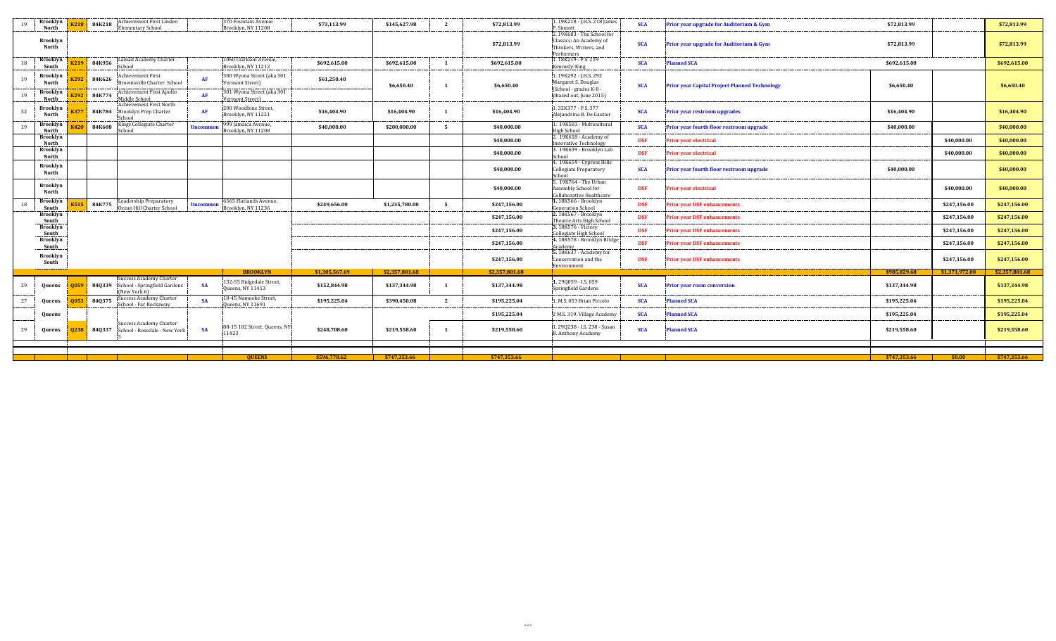| | | | | | | | | | | | | | | | | |
|---|---|---|---|---|---|---|---|---|---|---|---|---|---|---|---|---|
| 19 | Brooklyn North | K218 | 84K218 | Achievement First Linden Elementary School | | 370 Fountain Avenue Brooklyn, NY 11208 | $73,113.99 | $145,627.98 | 2 | $72,813.99 | 1. 19K218 - J.H.S. 218 James P. Sinnott | SCA | Prior year upgrade for Auditorium & Gym | $72,813.99 | | $72,813.99 |
| | Brooklyn North | | | | | | | | | $72,813.99 | 2. 19K683 - The School for Classics: An Academy of Thinkers, Writers, and Performers | SCA | Prior year upgrade for Auditorium & Gym | $72,813.99 | | $72,813.99 |
| 18 | Brooklyn South | K219 | 84K956 | Lamad Academy Charter School | | 1084 Lenox Road Brooklyn, NY 11212 | $692,615.00 | $692,615.00 | 1 | $692,615.00 | 1. 18K219 - P.S 219 Kennedy-King | SCA | Planned SCA | $692,615.00 | | $692,615.00 |
| 19 | Brooklyn North | K292 | 84K626 | Achievement First Brownsville Charter School | AF | 300 Wyona Street (aka 301 Vermont Street) | $61,250.40 | $6,650.40 | 1 | $6,650.40 | 1. 19K292 - J.H.S. 292 Margaret S. Douglas (School - grades K-8 - phased out, June 2015) | SCA | Prior year Capital Project Planned Technology | $6,650.40 | | $6,650.40 |
| 19 | Brooklyn North | K292 | 84K774 | Achievement First Apollo Middle School | AF | 301 Wyona Street (aka 301 Vermont Street) | | | | | | | | | | |
| 32 | Brooklyn North | K377 | 84K784 | Achievement First North Brooklyn Prep Charter School | AF | 200 Woodbine Street, Brooklyn, NY 11221 | $16,404.90 | $16,404.90 | 1 | $16,404.90 | 1. 32K377 - P.S. 377 Alejandrina B. De Gautier | SCA | Prior year restroom upgrades | $16,404.90 | | $16,404.90 |
| 19 | Brooklyn North | K420 | 84K608 | Kings Collegiate Charter School | Uncommon | 999 Jamaica Avenue, Brooklyn, NY 11208 | $40,000.00 | $200,000.00 | 5 | $40,000.00 | 1. 19K583 - Multicultural High School | SCA | Prior year fourth floor restroom upgrade | $40,000.00 | | $40,000.00 |
| | Brooklyn North | | | | | | | | | $40,000.00 | 2. 19K618 - Academy of Innovative Technology | DSF | Prior year electrical | | $40,000.00 | $40,000.00 |
| | Brooklyn North | | | | | | | | | $40,000.00 | 3. 19K639 - Brooklyn Lab School | DSF | Prior year electrical | | $40,000.00 | $40,000.00 |
| | Brooklyn North | | | | | | | | | $40,000.00 | 4. 19K659 - Cypress Hills Collegiate Preparatory School | SCA | Prior year fourth floor restroom upgrade | $40,000.00 | | $40,000.00 |
| | Brooklyn North | | | | | | | | | $40,000.00 | 5. 19K764 - The Urban Assembly School for Collaborative Healthcare | DSF | Prior year electrical | | $40,000.00 | $40,000.00 |
| 18 | Brooklyn South | K515 | 84K775 | Leadership Preparatory Ocean Hill Charter School | Uncommon | 6565 Flatlands Avenue, Brooklyn, NY 11236 | $249,656.00 | $1,235,780.00 | 5 | $247,156.00 | 1. 18K566 - Brooklyn Generation School | DSF | Prior year DSF enhancements | | $247,156.00 | $247,156.00 |
| | Brooklyn South | | | | | | | | | $247,156.00 | 2. 18K567 - Brooklyn Theatre Arts High School | DSF | Prior year DSF enhancements | | $247,156.00 | $247,156.00 |
| | Brooklyn South | | | | | | | | | $247,156.00 | 3. 18K576 - Victory Collegiate High School | DSF | Prior year DSF enhancements | | $247,156.00 | $247,156.00 |
| | Brooklyn South | | | | | | | | | $247,156.00 | 4. 18K578 - Brooklyn Bridge Academy | DSF | Prior year DSF enhancements | | $247,156.00 | $247,156.00 |
| | Brooklyn South | | | | | | | | | $247,156.00 | 5. 18K637 - Academy for Conservation and the Environment | DSF | Prior year DSF enhancements | | $247,156.00 | $247,156.00 |
| | | | | | | **BROOKLYN** | **$1,305,567.69** | **$2,357,801.68** | | **$2,357,801.68** | | | | **$985,829.68** | **$1,371,972.00** | **$2,357,801.68** |
| 29 | Queens | Q059 | 84Q339 | Success Academy Charter School - Springfield Gardens (New York 6) | SA | 132-55 Ridgedale Street, Queens, NY 11413 | $152,844.98 | $137,344.98 | 1 | $137,344.98 | 1. 29Q059 - I.S. 059 Springfield Gardens | SCA | Prior year room conversion | $137,344.98 | | $137,344.98 |
| 27 | Queens | Q053 | 84Q375 | Success Academy Charter School - Far Rockaway | SA | 10-45 Nameoke Street, Queens, NY 11691 | $195,225.04 | $390,450.08 | 2 | $195,225.04 | 1. M.S. 053 Brian Piccolo | SCA | Planned SCA | $195,225.04 | | $195,225.04 |
| | Queens | | | | | | | | | $195,225.04 | 2 M.S. 319. Village Academy | SCA | Planned SCA | $195,225.04 | | $195,225.04 |
| 29 | Queens | Q238 | 84Q337 | Success Academy Charter School - Rosedale - New York 5 | SA | 88-15 182 Street, Queens, NY 11423 | $248,708.60 | $219,558.60 | 1 | $219,558.60 | 1. 29Q238 - I.S. 238 - Susan B. Anthony Academy | SCA | Planned SCA | $219,558.60 | | $219,558.60 |
| | | | | | | **QUEENS** | **$596,778.62** | **$747,353.66** | | **$747,353.66** | | | | **$747,353.66** | **$0.00** | **$747,353.66** |